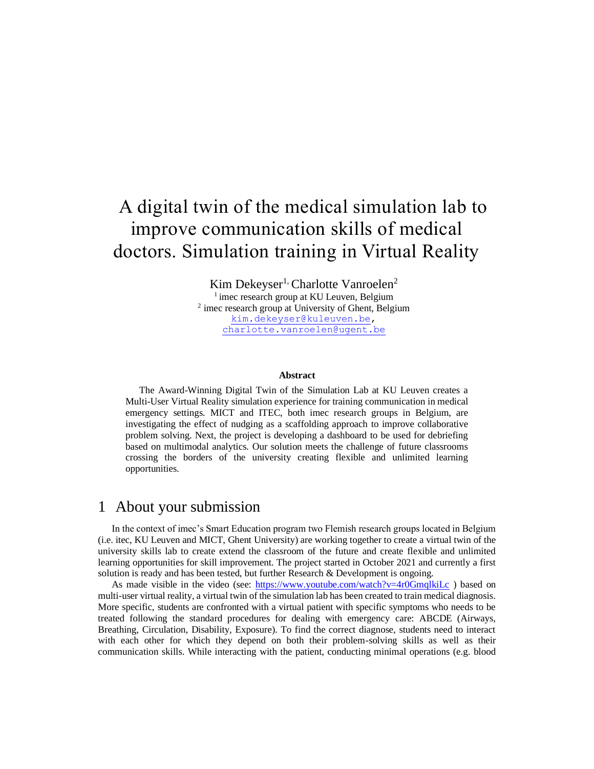# A digital twin of the medical simulation lab to improve communication skills of medical doctors. Simulation training in Virtual Reality

Kim Dekeyser[1,] Charlotte Vanroelen[2]

[1] imec research group at KU Leuven, Belgium
[2] imec research group at University of Ghent, Belgium
kim.dekeyser@kuleuven.be,
charlotte.vanroelen@ugent.be

**Abstract**

The Award-Winning Digital Twin of the Simulation Lab at KU Leuven creates a Multi-User Virtual Reality simulation experience for training communication in medical emergency settings. MICT and ITEC, both imec research groups in Belgium, are investigating the effect of nudging as a scaffolding approach to improve collaborative problem solving. Next, the project is developing a dashboard to be used for debriefing based on multimodal analytics. Our solution meets the challenge of future classrooms crossing the borders of the university creating flexible and unlimited learning opportunities.

## 1 About your submission

In the context of imec's Smart Education program two Flemish research groups located in Belgium (i.e. itec, KU Leuven and MICT, Ghent University) are working together to create a virtual twin of the university skills lab to create extend the classroom of the future and create flexible and unlimited learning opportunities for skill improvement. The project started in October 2021 and currently a first solution is ready and has been tested, but further Research & Development is ongoing.

As made visible in the video (see: https://www.youtube.com/watch?v=4r0GmqlkiLc ) based on multi-user virtual reality, a virtual twin of the simulation lab has been created to train medical diagnosis. More specific, students are confronted with a virtual patient with specific symptoms who needs to be treated following the standard procedures for dealing with emergency care: ABCDE (Airways, Breathing, Circulation, Disability, Exposure). To find the correct diagnose, students need to interact with each other for which they depend on both their problem-solving skills as well as their communication skills. While interacting with the patient, conducting minimal operations (e.g. blood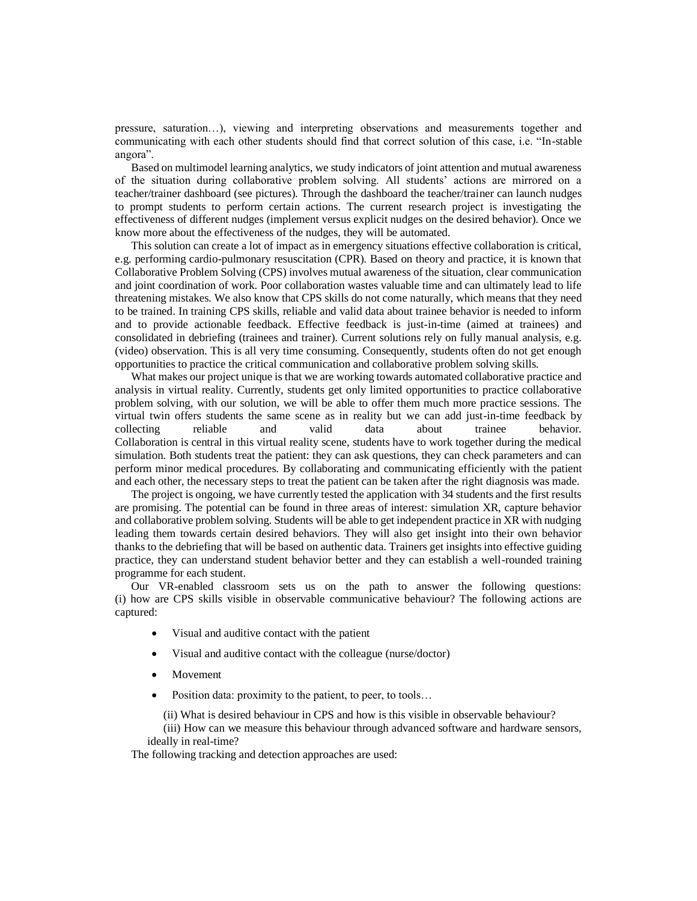pressure, saturation…), viewing and interpreting observations and measurements together and communicating with each other students should find that correct solution of this case, i.e. "In-stable angora".

Based on multimodel learning analytics, we study indicators of joint attention and mutual awareness of the situation during collaborative problem solving. All students' actions are mirrored on a teacher/trainer dashboard (see pictures). Through the dashboard the teacher/trainer can launch nudges to prompt students to perform certain actions. The current research project is investigating the effectiveness of different nudges (implement versus explicit nudges on the desired behavior). Once we know more about the effectiveness of the nudges, they will be automated.

This solution can create a lot of impact as in emergency situations effective collaboration is critical, e.g. performing cardio-pulmonary resuscitation (CPR). Based on theory and practice, it is known that Collaborative Problem Solving (CPS) involves mutual awareness of the situation, clear communication and joint coordination of work. Poor collaboration wastes valuable time and can ultimately lead to life threatening mistakes. We also know that CPS skills do not come naturally, which means that they need to be trained. In training CPS skills, reliable and valid data about trainee behavior is needed to inform and to provide actionable feedback. Effective feedback is just-in-time (aimed at trainees) and consolidated in debriefing (trainees and trainer). Current solutions rely on fully manual analysis, e.g. (video) observation. This is all very time consuming. Consequently, students often do not get enough opportunities to practice the critical communication and collaborative problem solving skills.

What makes our project unique is that we are working towards automated collaborative practice and analysis in virtual reality. Currently, students get only limited opportunities to practice collaborative problem solving, with our solution, we will be able to offer them much more practice sessions. The virtual twin offers students the same scene as in reality but we can add just-in-time feedback by collecting reliable and valid data about trainee behavior. Collaboration is central in this virtual reality scene, students have to work together during the medical simulation. Both students treat the patient: they can ask questions, they can check parameters and can perform minor medical procedures. By collaborating and communicating efficiently with the patient and each other, the necessary steps to treat the patient can be taken after the right diagnosis was made.

The project is ongoing, we have currently tested the application with 34 students and the first results are promising. The potential can be found in three areas of interest: simulation XR, capture behavior and collaborative problem solving. Students will be able to get independent practice in XR with nudging leading them towards certain desired behaviors. They will also get insight into their own behavior thanks to the debriefing that will be based on authentic data. Trainers get insights into effective guiding practice, they can understand student behavior better and they can establish a well-rounded training programme for each student.

Our VR-enabled classroom sets us on the path to answer the following questions: (i) how are CPS skills visible in observable communicative behaviour? The following actions are captured:

- Visual and auditive contact with the patient
- Visual and auditive contact with the colleague (nurse/doctor)
- Movement
- Position data: proximity to the patient, to peer, to tools…

(ii) What is desired behaviour in CPS and how is this visible in observable behaviour?

(iii) How can we measure this behaviour through advanced software and hardware sensors, ideally in real-time?

The following tracking and detection approaches are used: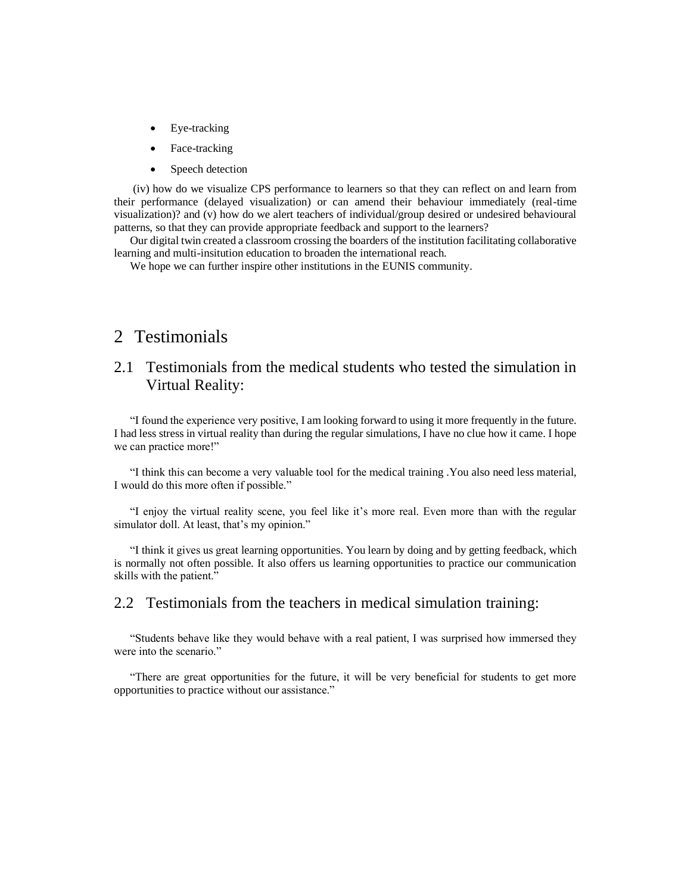- Eye-tracking
- Face-tracking
- Speech detection

(iv) how do we visualize CPS performance to learners so that they can reflect on and learn from their performance (delayed visualization) or can amend their behaviour immediately (real-time visualization)? and (v) how do we alert teachers of individual/group desired or undesired behavioural patterns, so that they can provide appropriate feedback and support to the learners?

Our digital twin created a classroom crossing the boarders of the institution facilitating collaborative learning and multi-insitution education to broaden the international reach.

We hope we can further inspire other institutions in the EUNIS community.

# 2 Testimonials

## 2.1 Testimonials from the medical students who tested the simulation in Virtual Reality:

"I found the experience very positive, I am looking forward to using it more frequently in the future. I had less stress in virtual reality than during the regular simulations, I have no clue how it came. I hope we can practice more!"

"I think this can become a very valuable tool for the medical training .You also need less material, I would do this more often if possible."

"I enjoy the virtual reality scene, you feel like it's more real. Even more than with the regular simulator doll. At least, that's my opinion."

"I think it gives us great learning opportunities. You learn by doing and by getting feedback, which is normally not often possible. It also offers us learning opportunities to practice our communication skills with the patient."

## 2.2 Testimonials from the teachers in medical simulation training:

"Students behave like they would behave with a real patient, I was surprised how immersed they were into the scenario."

"There are great opportunities for the future, it will be very beneficial for students to get more opportunities to practice without our assistance."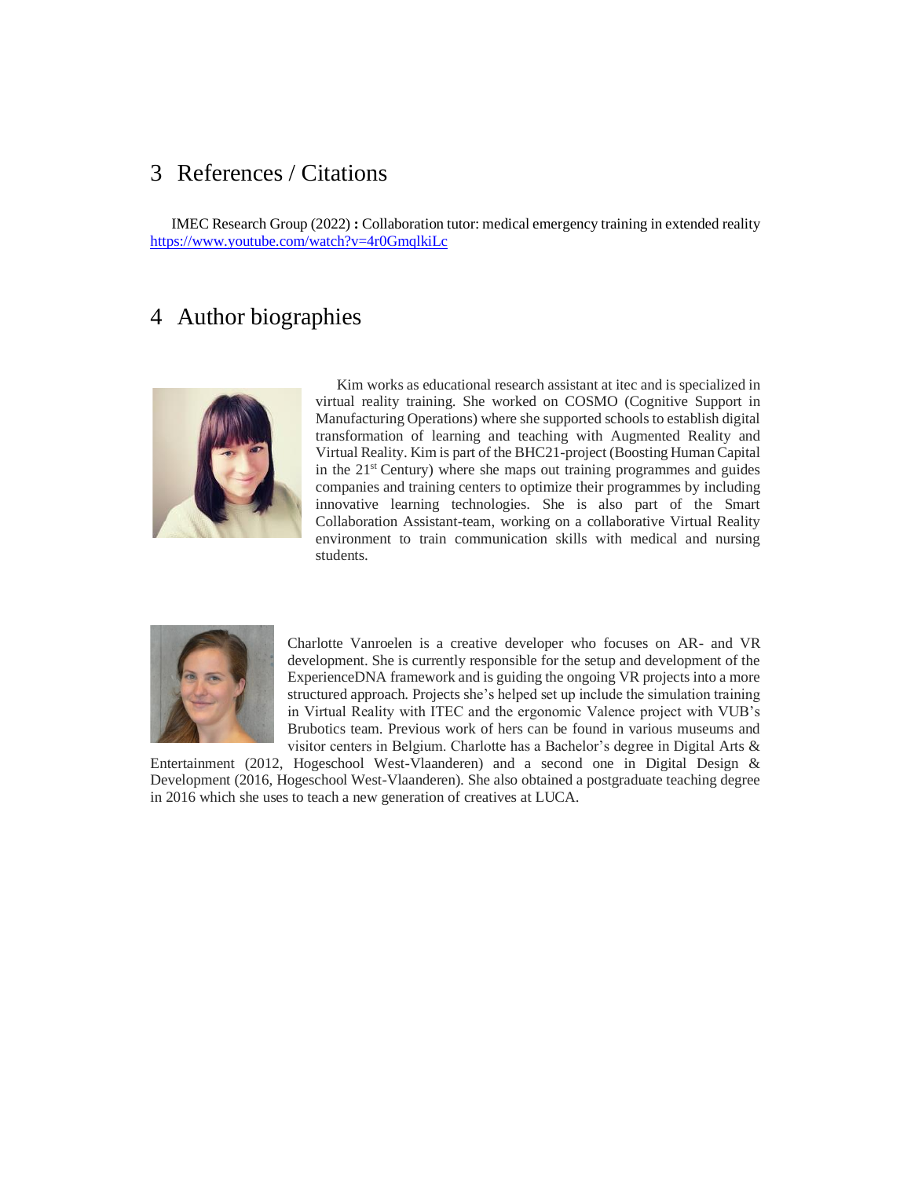# 3 References / Citations

IMEC Research Group (2022) **:** Collaboration tutor: medical emergency training in extended reality https://www.youtube.com/watch?v=4r0GmqlkiLc

# 4 Author biographies

Kim works as educational research assistant at itec and is specialized in virtual reality training. She worked on COSMO (Cognitive Support in Manufacturing Operations) where she supported schools to establish digital transformation of learning and teaching with Augmented Reality and Virtual Reality. Kim is part of the BHC21-project (Boosting Human Capital in the 21st Century) where she maps out training programmes and guides companies and training centers to optimize their programmes by including innovative learning technologies. She is also part of the Smart Collaboration Assistant-team, working on a collaborative Virtual Reality environment to train communication skills with medical and nursing students.

Charlotte Vanroelen is a creative developer who focuses on AR- and VR development. She is currently responsible for the setup and development of the ExperienceDNA framework and is guiding the ongoing VR projects into a more structured approach. Projects she's helped set up include the simulation training in Virtual Reality with ITEC and the ergonomic Valence project with VUB's Brubotics team. Previous work of hers can be found in various museums and visitor centers in Belgium. Charlotte has a Bachelor's degree in Digital Arts & Entertainment (2012, Hogeschool West-Vlaanderen) and a second one in Digital Design & Development (2016, Hogeschool West-Vlaanderen). She also obtained a postgraduate teaching degree in 2016 which she uses to teach a new generation of creatives at LUCA.